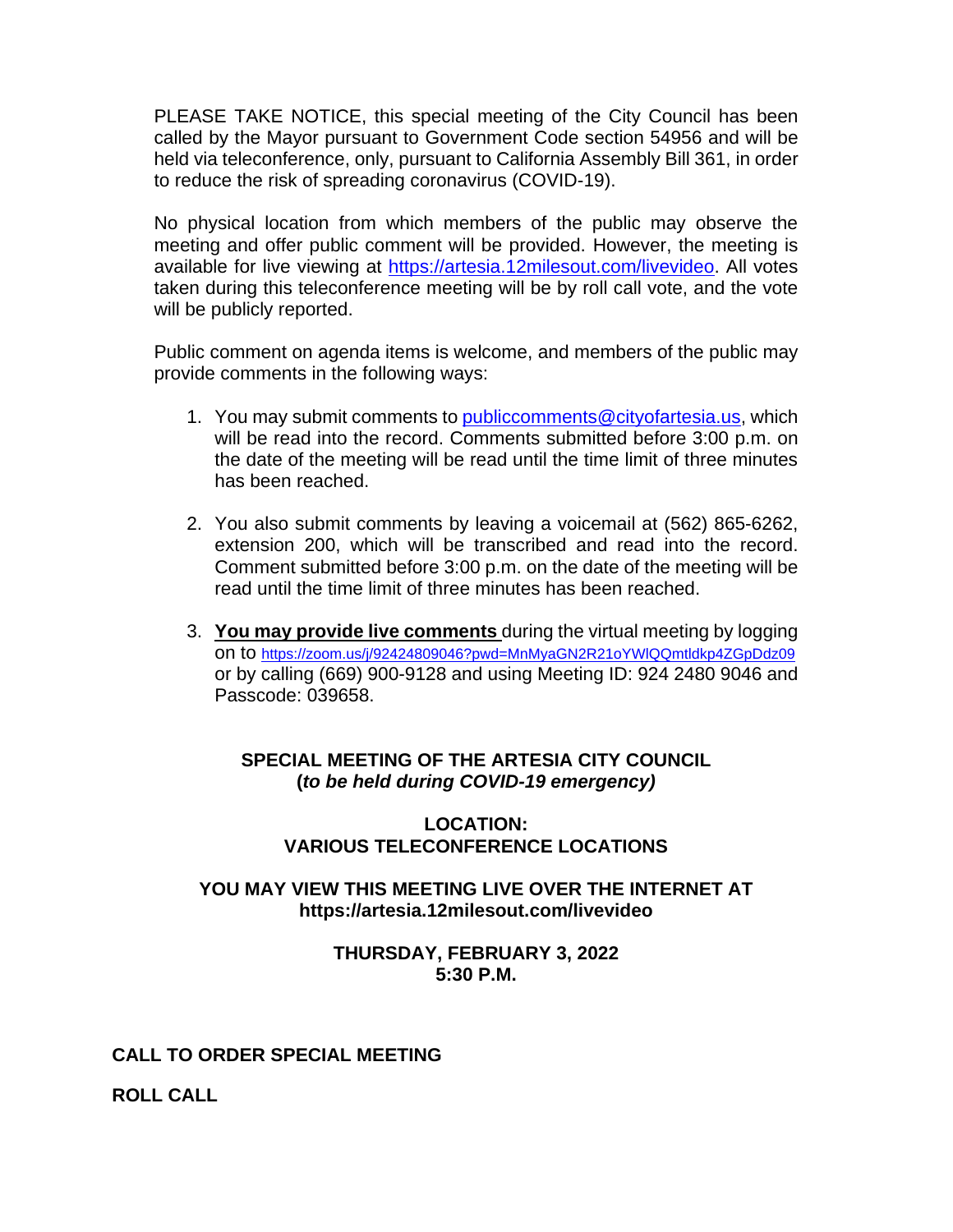PLEASE TAKE NOTICE, this special meeting of the City Council has been called by the Mayor pursuant to Government Code section 54956 and will be held via teleconference, only, pursuant to California Assembly Bill 361, in order to reduce the risk of spreading coronavirus (COVID-19).

No physical location from which members of the public may observe the meeting and offer public comment will be provided. However, the meeting is available for live viewing at https://artesia.12milesout.com/livevideo. All votes taken during this teleconference meeting will be by roll call vote, and the vote will be publicly reported.

Public comment on agenda items is welcome, and members of the public may provide comments in the following ways:

1. You may submit comments to publiccomments@cityofartesia.us, which will be read into the record. Comments submitted before 3:00 p.m. on the date of the meeting will be read until the time limit of three minutes has been reached.

2. You also submit comments by leaving a voicemail at (562) 865-6262, extension 200, which will be transcribed and read into the record. Comment submitted before 3:00 p.m. on the date of the meeting will be read until the time limit of three minutes has been reached.

3. **You may provide live comments** during the virtual meeting by logging on to https://zoom.us/j/92424809046?pwd=MnMyaGN2R21oYWlQQmtldkp4ZGpDdz09 or by calling (669) 900-9128 and using Meeting ID: 924 2480 9046 and Passcode: 039658.

**SPECIAL MEETING OF THE ARTESIA CITY COUNCIL**
**(*to be held during COVID-19 emergency)***

**LOCATION:**
**VARIOUS TELECONFERENCE LOCATIONS**

**YOU MAY VIEW THIS MEETING LIVE OVER THE INTERNET AT**
**https://artesia.12milesout.com/livevideo**

**THURSDAY, FEBRUARY 3, 2022**
**5:30 P.M.**

**CALL TO ORDER SPECIAL MEETING**

**ROLL CALL**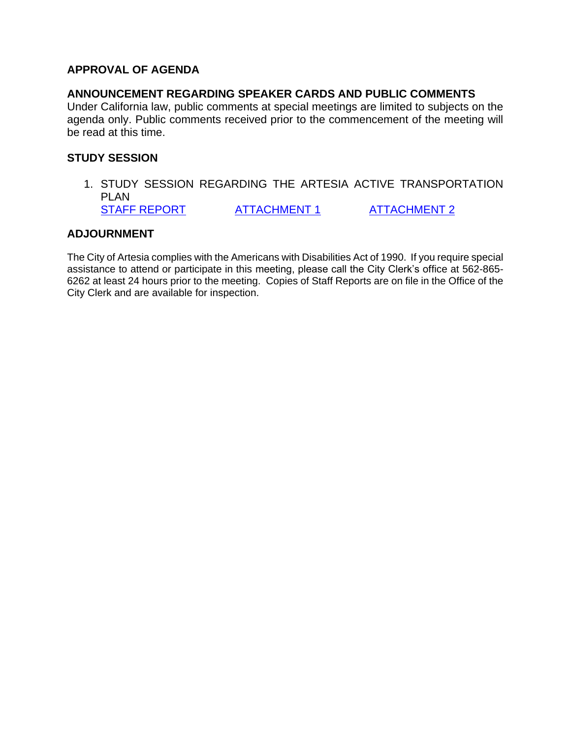**APPROVAL OF AGENDA**

**ANNOUNCEMENT REGARDING SPEAKER CARDS AND PUBLIC COMMENTS**
Under California law, public comments at special meetings are limited to subjects on the agenda only. Public comments received prior to the commencement of the meeting will be read at this time.

**STUDY SESSION**

1. STUDY SESSION REGARDING THE ARTESIA ACTIVE TRANSPORTATION PLAN
   STAFF REPORT ATTACHMENT 1 ATTACHMENT 2

**ADJOURNMENT**

The City of Artesia complies with the Americans with Disabilities Act of 1990. If you require special assistance to attend or participate in this meeting, please call the City Clerk's office at 562-865-6262 at least 24 hours prior to the meeting. Copies of Staff Reports are on file in the Office of the City Clerk and are available for inspection.